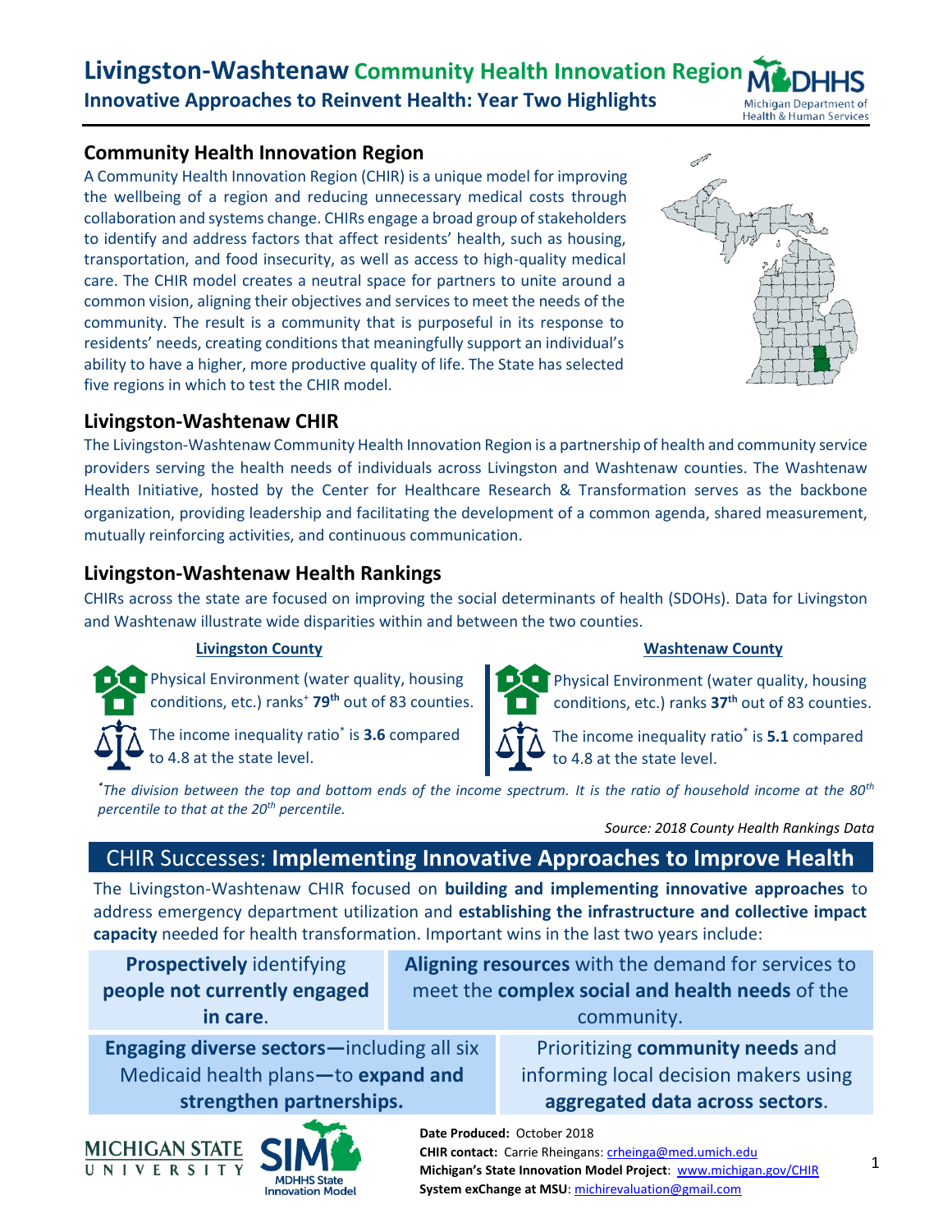# Livingston-Washtenaw Community Health Innovation Region

**Innovative Approaches to Reinvent Health: Year Two Highlights**

## Community Health Innovation Region

A Community Health Innovation Region (CHIR) is a unique model for improving the wellbeing of a region and reducing unnecessary medical costs through collaboration and systems change. CHIRs engage a broad group of stakeholders to identify and address factors that affect residents' health, such as housing, transportation, and food insecurity, as well as access to high-quality medical care. The CHIR model creates a neutral space for partners to unite around a common vision, aligning their objectives and services to meet the needs of the community. The result is a community that is purposeful in its response to residents' needs, creating conditions that meaningfully support an individual's ability to have a higher, more productive quality of life. The State has selected five regions in which to test the CHIR model.

## Livingston-Washtenaw CHIR

The Livingston-Washtenaw Community Health Innovation Region is a partnership of health and community service providers serving the health needs of individuals across Livingston and Washtenaw counties. The Washtenaw Health Initiative, hosted by the Center for Healthcare Research & Transformation serves as the backbone organization, providing leadership and facilitating the development of a common agenda, shared measurement, mutually reinforcing activities, and continuous communication.

## Livingston-Washtenaw Health Rankings

CHIRs across the state are focused on improving the social determinants of health (SDOHs). Data for Livingston and Washtenaw illustrate wide disparities within and between the two counties.

**Livingston County**

- Physical Environment (water quality, housing conditions, etc.) ranks[+] **79th** out of 83 counties.
- The income inequality ratio[*] is **3.6** compared to 4.8 at the state level.

**Washtenaw County**

- Physical Environment (water quality, housing conditions, etc.) ranks **37th** out of 83 counties.
- The income inequality ratio[*] is **5.1** compared to 4.8 at the state level.

*[*]The division between the top and bottom ends of the income spectrum. It is the ratio of household income at the 80th percentile to that at the 20th percentile.*

*Source: 2018 County Health Rankings Data*

## CHIR Successes: **Implementing Innovative Approaches to Improve Health**

The Livingston-Washtenaw CHIR focused on **building and implementing innovative approaches** to address emergency department utilization and **establishing the infrastructure and collective impact capacity** needed for health transformation. Important wins in the last two years include:

- **Prospectively** identifying **people not currently engaged in care**.
- **Aligning resources** with the demand for services to meet the **complex social and health needs** of the community.
- **Engaging diverse sectors—**including all six Medicaid health plans**—to expand and strengthen partnerships.**
- Prioritizing **community needs** and informing local decision makers using **aggregated data across sectors**.

**Date Produced:** October 2018
**CHIR contact:** Carrie Rheingans: crheinga@med.umich.edu
**Michigan's State Innovation Model Project**: www.michigan.gov/CHIR
**System exChange at MSU**: michirevaluation@gmail.com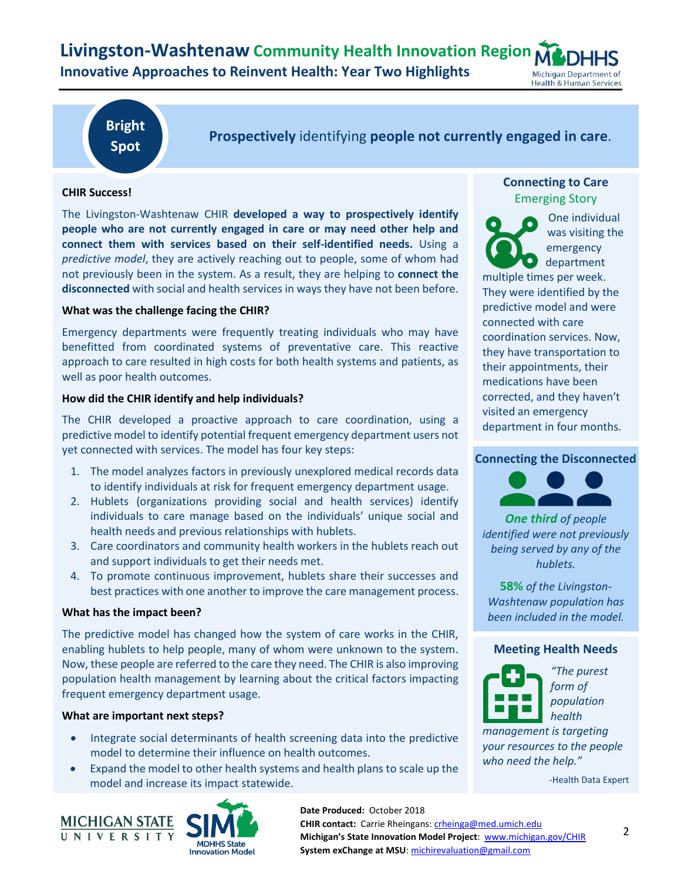# Livingston-Washtenaw Community Health Innovation Region

## Innovative Approaches to Reinvent Health: Year Two Highlights

**Bright Spot**

**Prospectively** identifying **people not currently engaged in care**.

**CHIR Success!**

The Livingston-Washtenaw CHIR **developed a way to prospectively identify people who are not currently engaged in care or may need other help and connect them with services based on their self-identified needs.** Using a *predictive model*, they are actively reaching out to people, some of whom had not previously been in the system. As a result, they are helping to **connect the disconnected** with social and health services in ways they have not been before.

**What was the challenge facing the CHIR?**

Emergency departments were frequently treating individuals who may have benefitted from coordinated systems of preventative care. This reactive approach to care resulted in high costs for both health systems and patients, as well as poor health outcomes.

**How did the CHIR identify and help individuals?**

The CHIR developed a proactive approach to care coordination, using a predictive model to identify potential frequent emergency department users not yet connected with services. The model has four key steps:

1. The model analyzes factors in previously unexplored medical records data to identify individuals at risk for frequent emergency department usage.
2. Hublets (organizations providing social and health services) identify individuals to care manage based on the individuals' unique social and health needs and previous relationships with hublets.
3. Care coordinators and community health workers in the hublets reach out and support individuals to get their needs met.
4. To promote continuous improvement, hublets share their successes and best practices with one another to improve the care management process.

**What has the impact been?**

The predictive model has changed how the system of care works in the CHIR, enabling hublets to help people, many of whom were unknown to the system. Now, these people are referred to the care they need. The CHIR is also improving population health management by learning about the critical factors impacting frequent emergency department usage.

**What are important next steps?**

- Integrate social determinants of health screening data into the predictive model to determine their influence on health outcomes.
- Expand the model to other health systems and health plans to scale up the model and increase its impact statewide.

### Connecting to Care

Emerging Story

One individual was visiting the emergency department multiple times per week. They were identified by the predictive model and were connected with care coordination services. Now, they have transportation to their appointments, their medications have been corrected, and they haven't visited an emergency department in four months.

### Connecting the Disconnected

***One third*** *of people identified were not previously being served by any of the hublets.*

**58%** *of the Livingston-Washtenaw population has been included in the model.*

### Meeting Health Needs

*"The purest form of population health management is targeting your resources to the people who need the help."*

-Health Data Expert

**Date Produced:** October 2018
**CHIR contact:** Carrie Rheingans: crheinga@med.umich.edu
**Michigan's State Innovation Model Project**: www.michigan.gov/CHIR
**System exChange at MSU**: michirevaluation@gmail.com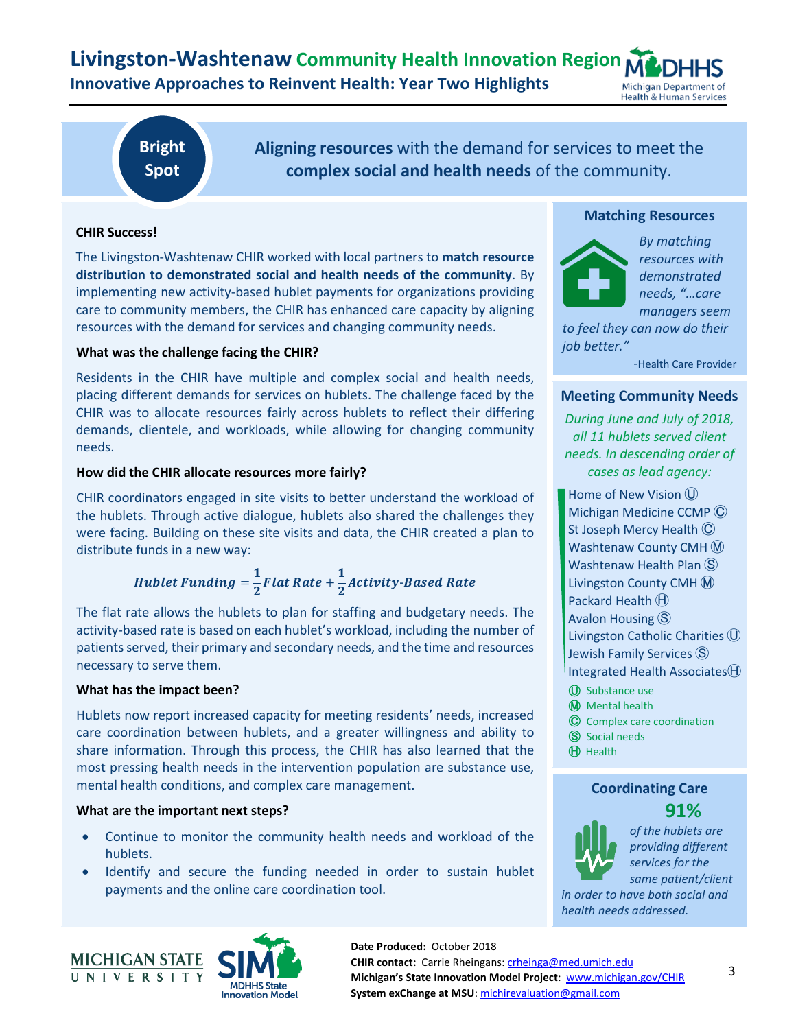# Livingston-Washtenaw Community Health Innovation Region

## Innovative Approaches to Reinvent Health: Year Two Highlights

**Bright Spot**

**Aligning resources** with the demand for services to meet the **complex social and health needs** of the community.

**CHIR Success!**

The Livingston-Washtenaw CHIR worked with local partners to **match resource distribution to demonstrated social and health needs of the community**. By implementing new activity-based hublet payments for organizations providing care to community members, the CHIR has enhanced care capacity by aligning resources with the demand for services and changing community needs.

**What was the challenge facing the CHIR?**

Residents in the CHIR have multiple and complex social and health needs, placing different demands for services on hublets. The challenge faced by the CHIR was to allocate resources fairly across hublets to reflect their differing demands, clientele, and workloads, while allowing for changing community needs.

**How did the CHIR allocate resources more fairly?**

CHIR coordinators engaged in site visits to better understand the workload of the hublets. Through active dialogue, hublets also shared the challenges they were facing. Building on these site visits and data, the CHIR created a plan to distribute funds in a new way:

$$\textit{Hublet Funding} = \frac{1}{2}\textit{Flat Rate} + \frac{1}{2}\textit{Activity-Based Rate}$$

The flat rate allows the hublets to plan for staffing and budgetary needs. The activity-based rate is based on each hublet's workload, including the number of patients served, their primary and secondary needs, and the time and resources necessary to serve them.

**What has the impact been?**

Hublets now report increased capacity for meeting residents' needs, increased care coordination between hublets, and a greater willingness and ability to share information. Through this process, the CHIR has also learned that the most pressing health needs in the intervention population are substance use, mental health conditions, and complex care management.

**What are the important next steps?**

- Continue to monitor the community health needs and workload of the hublets.
- Identify and secure the funding needed in order to sustain hublet payments and the online care coordination tool.

### Matching Resources

*By matching resources with demonstrated needs, "…care managers seem to feel they can now do their job better."*

-Health Care Provider

### Meeting Community Needs

*During June and July of 2018, all 11 hublets served client needs. In descending order of cases as lead agency:*

- Home of New Vision Ⓤ
- Michigan Medicine CCMP Ⓒ
- St Joseph Mercy Health Ⓒ
- Washtenaw County CMH Ⓜ
- Washtenaw Health Plan Ⓢ
- Livingston County CMH Ⓜ
- Packard Health Ⓗ
- Avalon Housing Ⓢ
- Livingston Catholic Charities Ⓤ
- Jewish Family Services Ⓢ
- Integrated Health Associates Ⓗ

Ⓤ Substance use
Ⓜ Mental health
Ⓒ Complex care coordination
Ⓢ Social needs
Ⓗ Health

### Coordinating Care

**91%**

*of the hublets are providing different services for the same patient/client in order to have both social and health needs addressed.*

**Date Produced:** October 2018
**CHIR contact:** Carrie Rheingans: crheinga@med.umich.edu
**Michigan's State Innovation Model Project**: www.michigan.gov/CHIR
**System exChange at MSU**: michirevaluation@gmail.com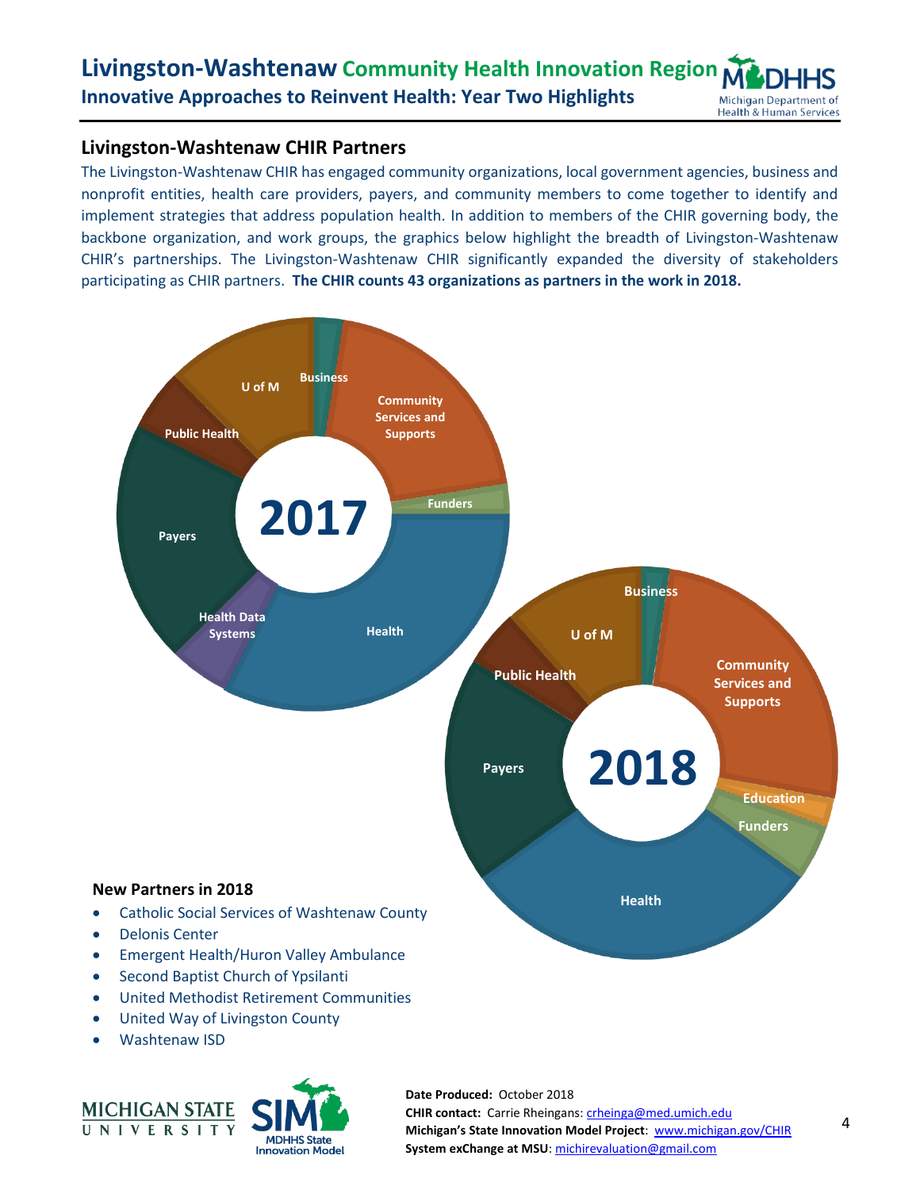# Livingston-Washtenaw Community Health Innovation Region

## Innovative Approaches to Reinvent Health: Year Two Highlights

MDHHS Michigan Department of Health & Human Services

### Livingston-Washtenaw CHIR Partners

The Livingston-Washtenaw CHIR has engaged community organizations, local government agencies, business and nonprofit entities, health care providers, payers, and community members to come together to identify and implement strategies that address population health. In addition to members of the CHIR governing body, the backbone organization, and work groups, the graphics below highlight the breadth of Livingston-Washtenaw CHIR's partnerships. The Livingston-Washtenaw CHIR significantly expanded the diversity of stakeholders participating as CHIR partners. **The CHIR counts 43 organizations as partners in the work in 2018.**

2017

Business
Community Services and Supports
Funders
Health
Health Data Systems
Payers
Public Health
U of M

2018

Business
Community Services and Supports
Education
Funders
Health
Payers
Public Health
U of M

**New Partners in 2018**

- Catholic Social Services of Washtenaw County
- Delonis Center
- Emergent Health/Huron Valley Ambulance
- Second Baptist Church of Ypsilanti
- United Methodist Retirement Communities
- United Way of Livingston County
- Washtenaw ISD

MICHIGAN STATE UNIVERSITY

SIM MDHHS State Innovation Model

**Date Produced:** October 2018
**CHIR contact:** Carrie Rheingans: crheinga@med.umich.edu
**Michigan's State Innovation Model Project**: www.michigan.gov/CHIR
**System exChange at MSU**: michirevaluation@gmail.com